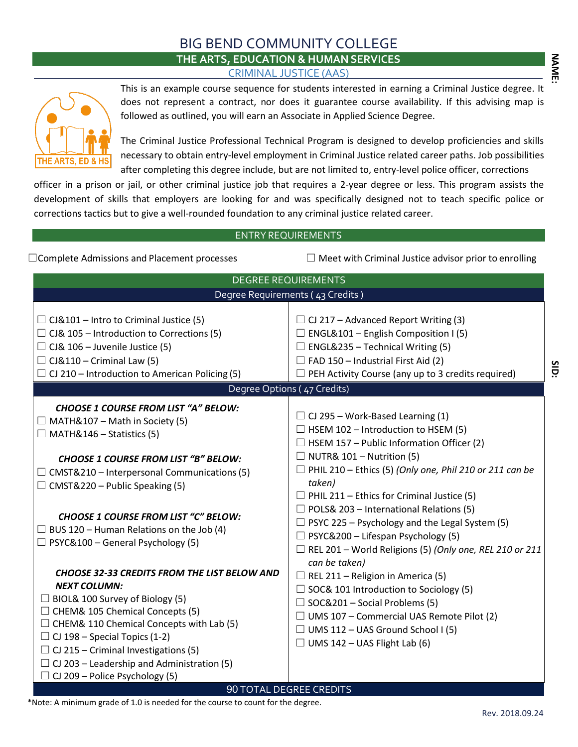# BIG BEND COMMUNITY COLLEGE

## THE ARTS, EDUCATION & HUMAN SERVICES

### CRIMINAL JUSTICE (AAS)

NAME:

This is an example course sequence for students interested in earning a Criminal Justice degree. It does not represent a contract, nor does it guarantee course availability. If this advising map is followed as outlined, you will earn an Associate in Applied Science Degree.

The Criminal Justice Professional Technical Program is designed to develop proficiencies and skills necessary to obtain entry-level employment in Criminal Justice related career paths. Job possibilities after completing this degree include, but are not limited to, entry-level police officer, corrections officer in a prison or jail, or other criminal justice job that requires a 2-year degree or less. This program assists the development of skills that employers are looking for and was specifically designed not to teach specific police or corrections tactics but to give a well-rounded foundation to any criminal justice related career.

## ENTRY REQUIREMENTS

☐ Complete Admissions and Placement processes

☐ Meet with Criminal Justice advisor prior to enrolling

## DEGREE REQUIREMENTS

SID:

### Degree Requirements ( 43 Credits )

- ☐ CJ&101 – Intro to Criminal Justice (5)
- ☐ CJ& 105 – Introduction to Corrections (5)
- ☐ CJ& 106 – Juvenile Justice (5)
- ☐ CJ&110 – Criminal Law (5)
- ☐ CJ 210 – Introduction to American Policing (5)
- ☐ CJ 217 – Advanced Report Writing (3)
- ☐ ENGL&101 – English Composition I (5)
- ☐ ENGL&235 – Technical Writing (5)
- ☐ FAD 150 – Industrial First Aid (2)
- ☐ PEH Activity Course (any up to 3 credits required)

### Degree Options ( 47 Credits)

***CHOOSE 1 COURSE FROM LIST "A" BELOW:***

- ☐ MATH&107 – Math in Society (5)
- ☐ MATH&146 – Statistics (5)

***CHOOSE 1 COURSE FROM LIST "B" BELOW:***

- ☐ CMST&210 – Interpersonal Communications (5)
- ☐ CMST&220 – Public Speaking (5)

***CHOOSE 1 COURSE FROM LIST "C" BELOW:***

- ☐ BUS 120 – Human Relations on the Job (4)
- ☐ PSYC&100 – General Psychology (5)

***CHOOSE 32-33 CREDITS FROM THE LIST BELOW AND NEXT COLUMN:***

- ☐ BIOL& 100 Survey of Biology (5)
- ☐ CHEM& 105 Chemical Concepts (5)
- ☐ CHEM& 110 Chemical Concepts with Lab (5)
- ☐ CJ 198 – Special Topics (1-2)
- ☐ CJ 215 – Criminal Investigations (5)
- ☐ CJ 203 – Leadership and Administration (5)
- ☐ CJ 209 – Police Psychology (5)
- ☐ CJ 295 – Work-Based Learning (1)
- ☐ HSEM 102 – Introduction to HSEM (5)
- ☐ HSEM 157 – Public Information Officer (2)
- ☐ NUTR& 101 – Nutrition (5)
- ☐ PHIL 210 – Ethics (5) *(Only one, Phil 210 or 211 can be taken)*
- ☐ PHIL 211 – Ethics for Criminal Justice (5)
- ☐ POLS& 203 – International Relations (5)
- ☐ PSYC 225 – Psychology and the Legal System (5)
- ☐ PSYC&200 – Lifespan Psychology (5)
- ☐ REL 201 – World Religions (5) *(Only one, REL 210 or 211 can be taken)*
- ☐ REL 211 – Religion in America (5)
- ☐ SOC& 101 Introduction to Sociology (5)
- ☐ SOC&201 – Social Problems (5)
- ☐ UMS 107 – Commercial UAS Remote Pilot (2)
- ☐ UMS 112 – UAS Ground School I (5)
- ☐ UMS 142 – UAS Flight Lab (6)

**90 TOTAL DEGREE CREDITS**

*Note: A minimum grade of 1.0 is needed for the course to count for the degree.

Rev. 2018.09.24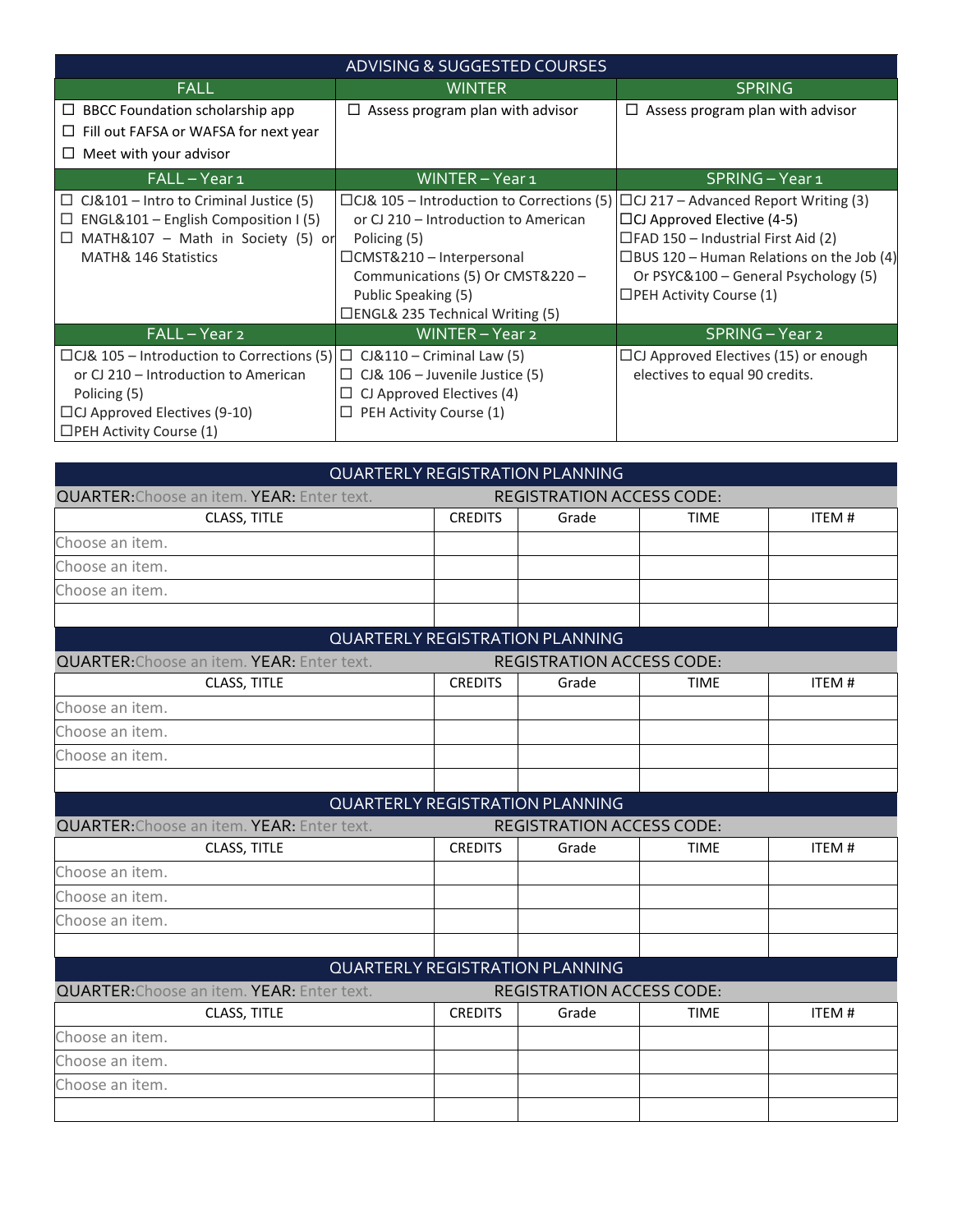## ADVISING & SUGGESTED COURSES

| FALL | WINTER | SPRING |
| --- | --- | --- |
| ☐ BBCC Foundation scholarship app<br>☐ Fill out FAFSA or WAFSA for next year<br>☐ Meet with your advisor | ☐ Assess program plan with advisor | ☐ Assess program plan with advisor |
| **FALL – Year 1** | **WINTER – Year 1** | **SPRING – Year 1** |
| ☐ CJ&101 – Intro to Criminal Justice (5)<br>☐ ENGL&101 – English Composition I (5)<br>☐ MATH&107 – Math in Society (5) or MATH& 146 Statistics | ☐CJ& 105 – Introduction to Corrections (5) or CJ 210 – Introduction to American Policing (5)<br>☐CMST&210 – Interpersonal Communications (5) Or CMST&220 – Public Speaking (5)<br>☐ENGL& 235 Technical Writing (5) | ☐CJ 217 – Advanced Report Writing (3)<br>☐CJ Approved Elective (4-5)<br>☐FAD 150 – Industrial First Aid (2)<br>☐BUS 120 – Human Relations on the Job (4) Or PSYC&100 – General Psychology (5)<br>☐PEH Activity Course (1) |
| **FALL – Year 2** | **WINTER – Year 2** | **SPRING – Year 2** |
| ☐CJ& 105 – Introduction to Corrections (5) or CJ 210 – Introduction to American Policing (5)<br>☐CJ Approved Electees (9-10)<br>☐PEH Activity Course (1) | ☐ CJ&110 – Criminal Law (5)<br>☐ CJ& 106 – Juvenile Justice (5)<br>☐ CJ Approved Electives (4)<br>☐ PEH Activity Course (1) | ☐CJ Approved Electives (15) or enough electives to equal 90 credits. |

## QUARTERLY REGISTRATION PLANNING

QUARTER: Choose an item. YEAR: Enter text. REGISTRATION ACCESS CODE:

| CLASS, TITLE | CREDITS | Grade | TIME | ITEM # |
| --- | --- | --- | --- | --- |
| Choose an item. | | | | |
| Choose an item. | | | | |
| Choose an item. | | | | |
| | | | | |

## QUARTERLY REGISTRATION PLANNING

QUARTER: Choose an item. YEAR: Enter text. REGISTRATION ACCESS CODE:

| CLASS, TITLE | CREDITS | Grade | TIME | ITEM # |
| --- | --- | --- | --- | --- |
| Choose an item. | | | | |
| Choose an item. | | | | |
| Choose an item. | | | | |
| | | | | |

## QUARTERLY REGISTRATION PLANNING

QUARTER: Choose an item. YEAR: Enter text. REGISTRATION ACCESS CODE:

| CLASS, TITLE | CREDITS | Grade | TIME | ITEM # |
| --- | --- | --- | --- | --- |
| Choose an item. | | | | |
| Choose an item. | | | | |
| Choose an item. | | | | |
| | | | | |

## QUARTERLY REGISTRATION PLANNING

QUARTER: Choose an item. YEAR: Enter text. REGISTRATION ACCESS CODE:

| CLASS, TITLE | CREDITS | Grade | TIME | ITEM # |
| --- | --- | --- | --- | --- |
| Choose an item. | | | | |
| Choose an item. | | | | |
| Choose an item. | | | | |
| | | | | |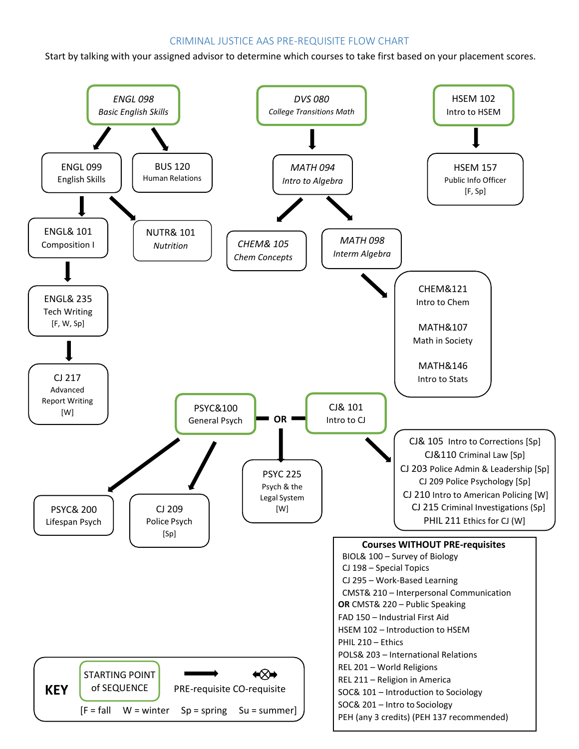# CRIMINAL JUSTICE AAS PRE-REQUISITE FLOW CHART

Start by talking with your assigned advisor to determine which courses to take first based on your placement scores.

*ENGL 098*
*Basic English Skills*
→ ENGL 099 English Skills
→ BUS 120 Human Relations

ENGL 099 English Skills
→ ENGL& 101 Composition I
→ NUTR& 101 *Nutrition*

ENGL& 101 Composition I → ENGL& 235 Tech Writing [F, W, Sp] → CJ 217 Advanced Report Writing [W]

*DVS 080*
*College Transitions Math*
→ *MATH 094 Intro to Algebra*

*MATH 094 Intro to Algebra*
→ *CHEM& 105 Chem Concepts*
→ *MATH 098 Interm Algebra*

*MATH 098 Interm Algebra* →
- CHEM&121 Intro to Chem
- MATH&107 Math in Society
- MATH&146 Intro to Stats

HSEM 102 Intro to HSEM → HSEM 157 Public Info Officer [F, Sp]

PSYC&100 General Psych **OR** CJ& 101 Intro to CJ → PSYC 225 Psych & the Legal System [W]

PSYC&100 General Psych
→ PSYC& 200 Lifespan Psych
→ CJ 209 Police Psych [Sp]

CJ& 101 Intro to CJ →
- CJ& 105 Intro to Corrections [Sp]
- CJ&110 Criminal Law [Sp]
- CJ 203 Police Admin & Leadership [Sp]
- CJ 209 Police Psychology [Sp]
- CJ 210 Intro to American Policing [W]
- CJ 215 Criminal Investigations (Sp]
- PHIL 211 Ethics for CJ (W]

**Courses WITHOUT PRE-requisites**
- BIOL& 100 – Survey of Biology
- CJ 198 – Special Topics
- CJ 295 – Work-Based Learning
- CMST& 210 – Interpersonal Communication
- **OR** CMST& 220 – Public Speaking
- FAD 150 – Industrial First Aid
- HSEM 102 – Introduction to HSEM
- PHIL 210 – Ethics
- POLS& 203 – International Relations
- REL 201 – World Religions
- REL 211 – Religion in America
- SOC& 101 – Introduction to Sociology
- SOC& 201 – Intro to Sociology
- PEH (any 3 credits) (PEH 137 recommended)

**KEY**
- STARTING POINT of SEQUENCE (green box)
- → PRE-requisite
- ⊗ CO-requisite
- [F = fall W = winter Sp = spring Su = summer]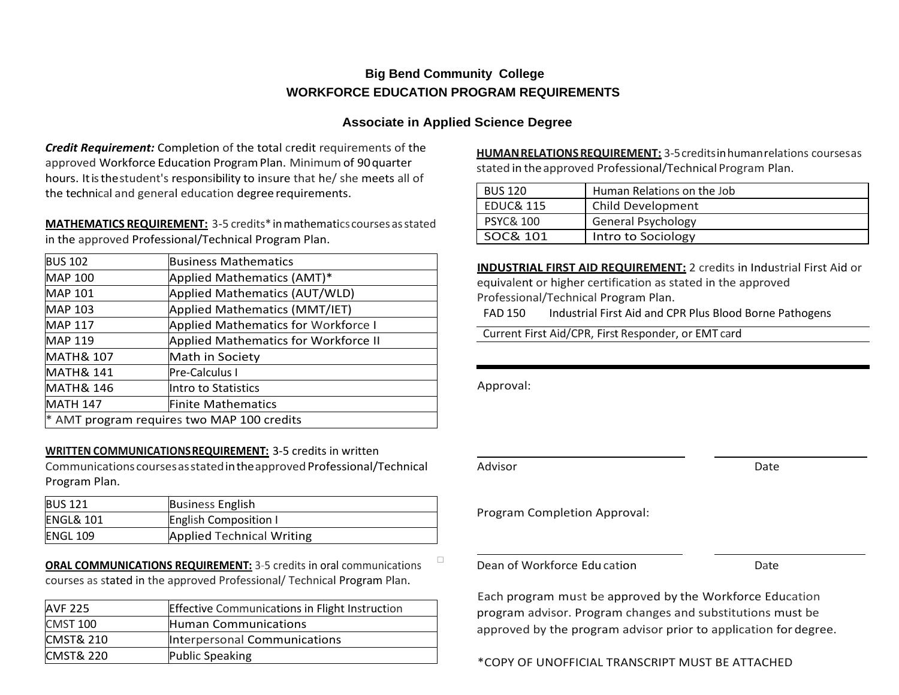# Big Bend Community College

## WORKFORCE EDUCATION PROGRAM REQUIREMENTS

### Associate in Applied Science Degree

***Credit Requirement:*** Completion of the total credit requirements of the approved Workforce Education Program Plan. Minimum of 90 quarter hours. It is the student's responsibility to insure that he/ she meets all of the technical and general education degree requirements.

**MATHEMATICS REQUIREMENT:** 3-5 credits* in mathematics courses as stated in the approved Professional/Technical Program Plan.

| | |
|---|---|
| BUS 102 | Business Mathematics |
| MAP 100 | Applied Mathematics (AMT)* |
| MAP 101 | Applied Mathematics (AUT/WLD) |
| MAP 103 | Applied Mathematics (MMT/IET) |
| MAP 117 | Applied Mathematics for Workforce I |
| MAP 119 | Applied Mathematics for Workforce II |
| MATH& 107 | Math in Society |
| MATH& 141 | Pre-Calculus I |
| MATH& 146 | Intro to Statistics |
| MATH 147 | Finite Mathematics |
| * AMT program requires two MAP 100 credits | |

**WRITTEN COMMUNICATIONS REQUIREMENT:** 3-5 credits in written Communications courses as stated in the approved Professional/Technical Program Plan.

| | |
|---|---|
| BUS 121 | Business English |
| ENGL& 101 | English Composition I |
| ENGL 109 | Applied Technical Writing |

**ORAL COMMUNICATIONS REQUIREMENT:** 3-5 credits in oral communications courses as stated in the approved Professional/ Technical Program Plan.

| | |
|---|---|
| AVF 225 | Effective Communications in Flight Instruction |
| CMST 100 | Human Communications |
| CMST& 210 | Interpersonal Communications |
| CMST& 220 | Public Speaking |

**HUMAN RELATIONS REQUIREMENT:** 3-5 credits in human relations courses as stated in the approved Professional/Technical Program Plan.

| | |
|---|---|
| BUS 120 | Human Relations on the Job |
| EDUC& 115 | Child Development |
| PSYC& 100 | General Psychology |
| SOC& 101 | Intro to Sociology |

**INDUSTRIAL FIRST AID REQUIREMENT:** 2 credits in Industrial First Aid or equivalent or higher certification as stated in the approved Professional/Technical Program Plan.

FAD 150 Industrial First Aid and CPR Plus Blood Borne Pathogens

Current First Aid/CPR, First Responder, or EMT card

---

Approval:

Advisor ____________________ Date ____________

Program Completion Approval:

Dean of Workforce Education ____________________ Date ____________

Each program must be approved by the Workforce Education program advisor. Program changes and substitutions must be approved by the program advisor prior to application for degree.

*COPY OF UNOFFICIAL TRANSCRIPT MUST BE ATTACHED